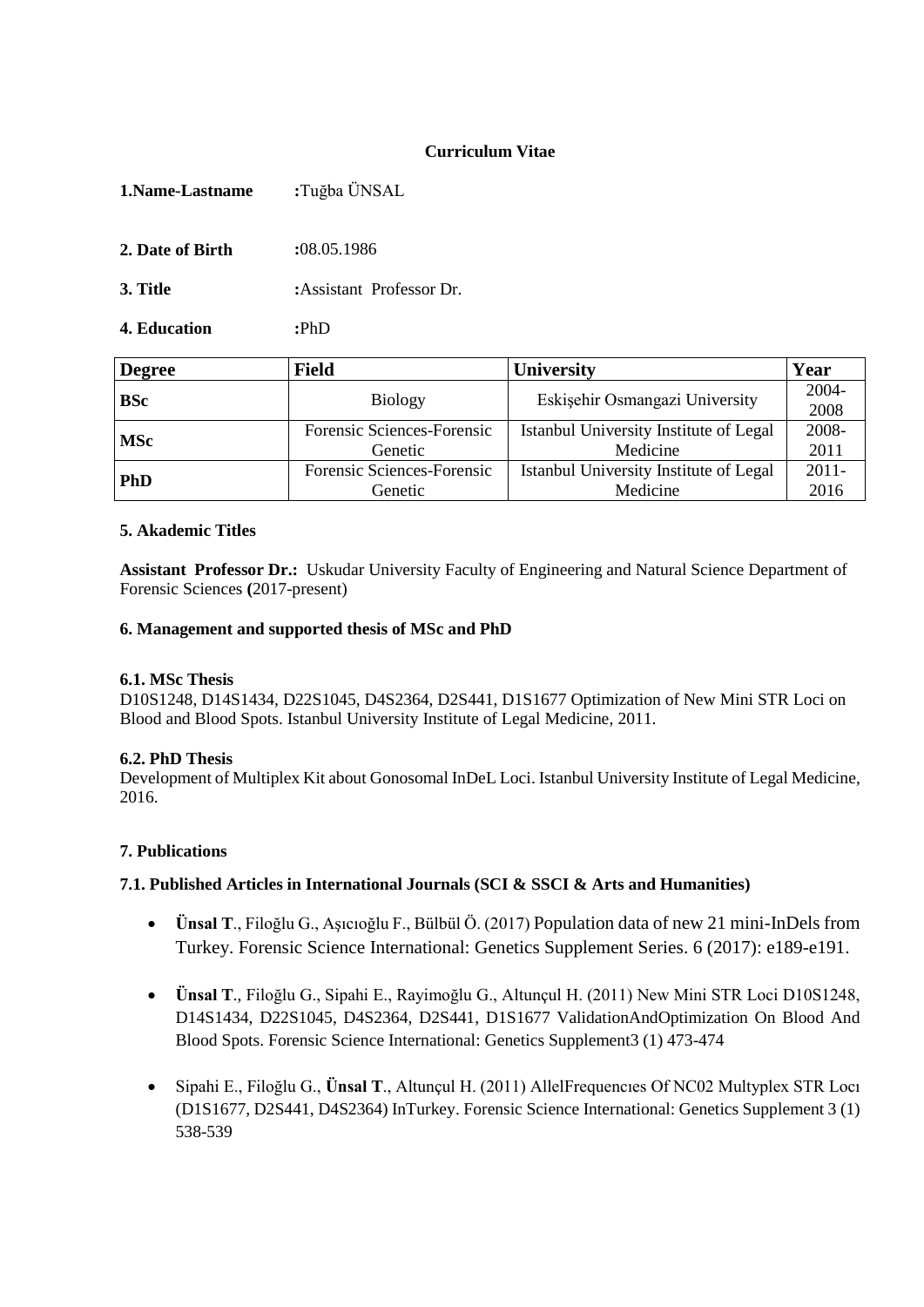**Curriculum Vitae**

**1.Name-Lastname** **:**Tuğba ÜNSAL

**2. Date of Birth** **:**08.05.1986

**3. Title** **:**Assistant Professor Dr.

**4. Education** **:**PhD

| Degree | Field | University | Year |
|---|---|---|---|
| **BSc** | Biology | Eskişehir Osmangazi University | 2004-2008 |
| **MSc** | Forensic Sciences-Forensic Genetic | Istanbul University Institute of Legal Medicine | 2008-2011 |
| **PhD** | Forensic Sciences-Forensic Genetic | Istanbul University Institute of Legal Medicine | 2011-2016 |

**5. Akademic Titles**

**Assistant Professor Dr.:** Uskudar University Faculty of Engineering and Natural Science Department of Forensic Sciences **(**2017-present)

**6. Management and supported thesis of MSc and PhD**

**6.1. MSc Thesis**
D10S1248, D14S1434, D22S1045, D4S2364, D2S441, D1S1677 Optimization of New Mini STR Loci on Blood and Blood Spots. Istanbul University Institute of Legal Medicine, 2011.

**6.2. PhD Thesis**
Development of Multiplex Kit about Gonosomal InDeL Loci. Istanbul University Institute of Legal Medicine, 2016.

**7. Publications**

**7.1. Published Articles in International Journals (SCI & SSCI & Arts and Humanities)**

- **Ünsal T**., Filoğlu G., Aşıcıoğlu F., Bülbül Ö. (2017) Population data of new 21 mini-InDels from Turkey. Forensic Science International: Genetics Supplement Series. 6 (2017): e189-e191.
- **Ünsal T**., Filoğlu G., Sipahi E., Rayimoğlu G., Altunçul H. (2011) New Mini STR Loci D10S1248, D14S1434, D22S1045, D4S2364, D2S441, D1S1677 ValidationAndOptimization On Blood And Blood Spots. Forensic Science International: Genetics Supplement3 (1) 473-474
- Sipahi E., Filoğlu G., **Ünsal T**., Altunçul H. (2011) AllelFrequencıes Of NC02 Multyplex STR Locı (D1S1677, D2S441, D4S2364) InTurkey. Forensic Science International: Genetics Supplement 3 (1) 538-539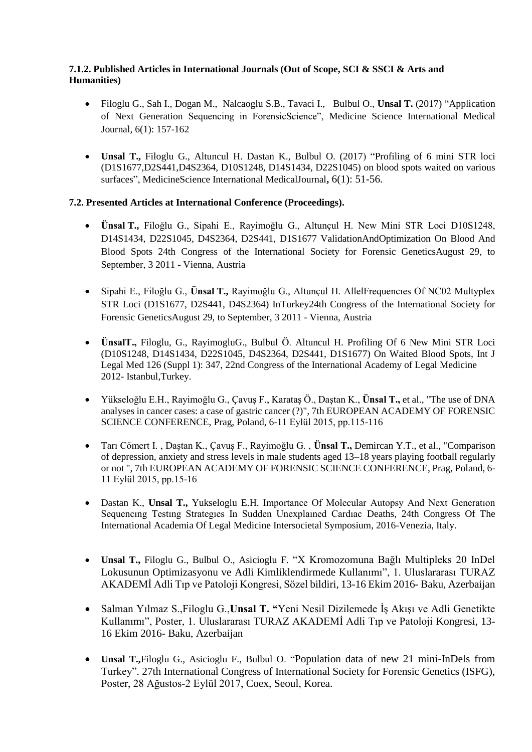**7.1.2. Published Articles in International Journals (Out of Scope, SCI & SSCI & Arts and Humanities)**

- Filoglu G., Sah I., Dogan M., Nalcaoglu S.B., Tavaci I., Bulbul O., **Unsal T.** (2017) "Application of Next Generation Sequencing in ForensicScience", Medicine Science International Medical Journal, 6(1): 157-162
- **Unsal T.,** Filoglu G., Altuncul H. Dastan K., Bulbul O. (2017) "Profiling of 6 mini STR loci (D1S1677,D2S441,D4S2364, D10S1248, D14S1434, D22S1045) on blood spots waited on various surfaces", MedicineScience International MedicalJournal**,** 6(1): 51-56.

**7.2. Presented Articles at International Conference (Proceedings).**

- **Ünsal T.,** Filoğlu G., Sipahi E., Rayimoğlu G., Altunçul H. New Mini STR Loci D10S1248, D14S1434, D22S1045, D4S2364, D2S441, D1S1677 ValidationAndOptimization On Blood And Blood Spots 24th Congress of the International Society for Forensic GeneticsAugust 29, to September, 3 2011 - Vienna, Austria
- Sipahi E., Filoğlu G., **Ünsal T.,** Rayimoğlu G., Altunçul H. AllelFrequencıes Of NC02 Multyplex STR Loci (D1S1677, D2S441, D4S2364) InTurkey24th Congress of the International Society for Forensic GeneticsAugust 29, to September, 3 2011 - Vienna, Austria
- **ÜnsalT.,** Filoglu, G., RayimogluG., Bulbul Ö. Altuncul H. Profiling Of 6 New Mini STR Loci (D10S1248, D14S1434, D22S1045, D4S2364, D2S441, D1S1677) On Waited Blood Spots, Int J Legal Med 126 (Suppl 1): 347, 22nd Congress of the International Academy of Legal Medicine 2012- Istanbul,Turkey.
- Yükseloğlu E.H., Rayimoğlu G., Çavuş F., Karataş Ö., Daştan K., **Ünsal T.,** et al., "The use of DNA analyses in cancer cases: a case of gastric cancer (?)", 7th EUROPEAN ACADEMY OF FORENSIC SCIENCE CONFERENCE, Prag, Poland, 6-11 Eylül 2015, pp.115-116
- Tarı Cömert I. , Daştan K., Çavuş F., Rayimoğlu G. , **Ünsal T.,** Demircan Y.T., et al., "Comparison of depression, anxiety and stress levels in male students aged 13–18 years playing football regularly or not ", 7th EUROPEAN ACADEMY OF FORENSIC SCIENCE CONFERENCE, Prag, Poland, 6-11 Eylül 2015, pp.15-16
- Dastan K., **Unsal T.,** Yukseloglu E.H. Importance Of Molecular Autopsy And Next Generatıon Sequencıng Testıng Strategıes In Sudden Unexplaıned Cardıac Deaths, 24th Congress Of The International Academia Of Legal Medicine Intersocietal Symposium, 2016-Venezia, Italy.
- **Unsal T.,** Filoglu G., Bulbul O., Asicioglu F. "X Kromozomuna Bağlı Multipleks 20 InDel Lokusunun Optimizasyonu ve Adli Kimliklendirmede Kullanımı", 1. Uluslararası TURAZ AKADEMİ Adli Tıp ve Patoloji Kongresi, Sözel bildiri, 13-16 Ekim 2016- Baku, Azerbaijan
- Salman Yılmaz S.,Filoglu G.,**Unsal T. "**Yeni Nesil Dizilemede İş Akışı ve Adli Genetikte Kullanımı", Poster, 1. Uluslararası TURAZ AKADEMİ Adli Tıp ve Patoloji Kongresi, 13-16 Ekim 2016- Baku, Azerbaijan
- **Unsal T.,**Filoglu G., Asicioglu F., Bulbul O. "Population data of new 21 mini-InDels from Turkey". 27th International Congress of International Society for Forensic Genetics (ISFG), Poster, 28 Ağustos-2 Eylül 2017, Coex, Seoul, Korea.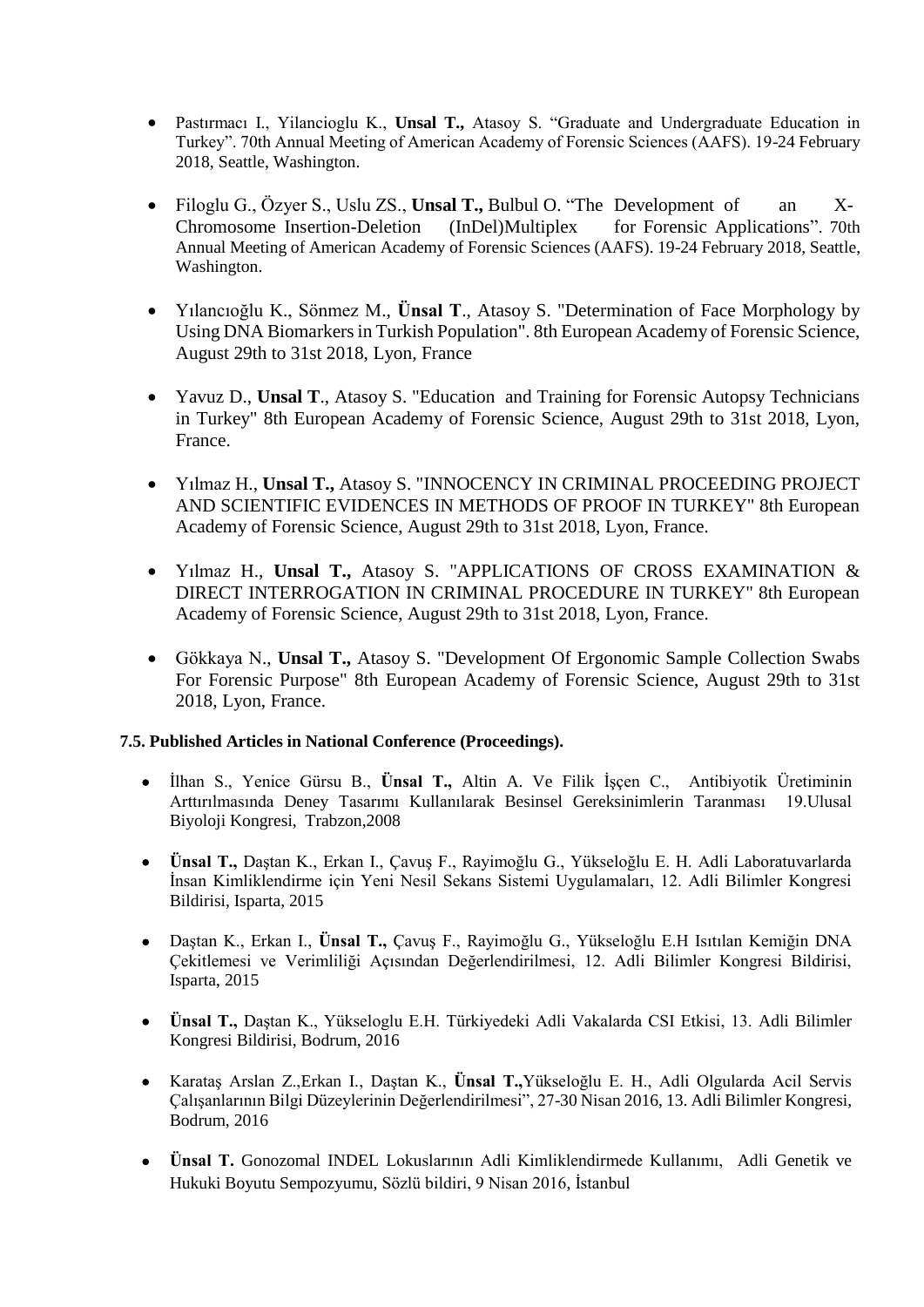- Pastırmacı I., Yilancioglu K., **Unsal T.,** Atasoy S. "Graduate and Undergraduate Education in Turkey". 70th Annual Meeting of American Academy of Forensic Sciences (AAFS). 19-24 February 2018, Seattle, Washington.

- Filoglu G., Özyer S., Uslu ZS., **Unsal T.,** Bulbul O. "The Development of an X-Chromosome Insertion-Deletion (InDel)Multiplex for Forensic Applications". 70th Annual Meeting of American Academy of Forensic Sciences (AAFS). 19-24 February 2018, Seattle, Washington.

- Yılancıoğlu K., Sönmez M., **Ünsal T**., Atasoy S. "Determination of Face Morphology by Using DNA Biomarkers in Turkish Population". 8th European Academy of Forensic Science, August 29th to 31st 2018, Lyon, France

- Yavuz D., **Unsal T**., Atasoy S. "Education and Training for Forensic Autopsy Technicians in Turkey" 8th European Academy of Forensic Science, August 29th to 31st 2018, Lyon, France.

- Yılmaz H., **Unsal T.,** Atasoy S. "INNOCENCY IN CRIMINAL PROCEEDING PROJECT AND SCIENTIFIC EVIDENCES IN METHODS OF PROOF IN TURKEY" 8th European Academy of Forensic Science, August 29th to 31st 2018, Lyon, France.

- Yılmaz H., **Unsal T.,** Atasoy S. "APPLICATIONS OF CROSS EXAMINATION & DIRECT INTERROGATION IN CRIMINAL PROCEDURE IN TURKEY" 8th European Academy of Forensic Science, August 29th to 31st 2018, Lyon, France.

- Gökkaya N., **Unsal T.,** Atasoy S. "Development Of Ergonomic Sample Collection Swabs For Forensic Purpose" 8th European Academy of Forensic Science, August 29th to 31st 2018, Lyon, France.

**7.5. Published Articles in National Conference (Proceedings).**

- İlhan S., Yenice Gürsu B., **Ünsal T.,** Altin A. Ve Filik İşçen C., Antibiyotik Üretiminin Arttırılmasında Deney Tasarımı Kullanılarak Besinsel Gereksinimlerin Taranması 19.Ulusal Biyoloji Kongresi, Trabzon,2008

- **Ünsal T.,** Daştan K., Erkan I., Çavuş F., Rayimoğlu G., Yükseloğlu E. H. Adli Laboratuvarlarda İnsan Kimliklendirme için Yeni Nesil Sekans Sistemi Uygulamaları, 12. Adli Bilimler Kongresi Bildirisi, Isparta, 2015

- Daştan K., Erkan I., **Ünsal T.,** Çavuş F., Rayimoğlu G., Yükseloğlu E.H Isıtılan Kemiğin DNA Çekitlemesi ve Verimliliği Açısından Değerlendirilmesi, 12. Adli Bilimler Kongresi Bildirisi, Isparta, 2015

- **Ünsal T.,** Daştan K., Yükseloglu E.H. Türkiyedeki Adli Vakalarda CSI Etkisi, 13. Adli Bilimler Kongresi Bildirisi, Bodrum, 2016

- Karataş Arslan Z.,Erkan I., Daştan K., **Ünsal T.,**Yükseloğlu E. H., Adli Olgularda Acil Servis Çalışanlarının Bilgi Düzeylerinin Değerlendirilmesi", 27-30 Nisan 2016, 13. Adli Bilimler Kongresi, Bodrum, 2016

- **Ünsal T.** Gonozomal INDEL Lokuslarının Adli Kimliklendirmede Kullanımı, Adli Genetik ve Hukuki Boyutu Sempozyumu, Sözlü bildiri, 9 Nisan 2016, İstanbul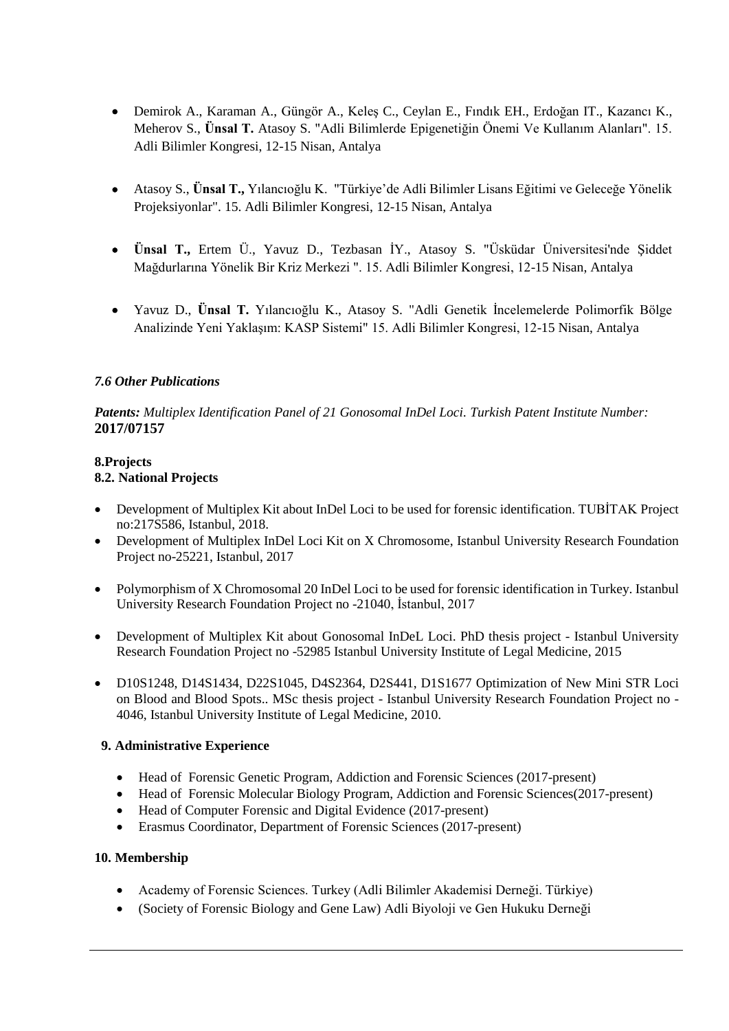- Demirok A., Karaman A., Güngör A., Keleş C., Ceylan E., Fındık EH., Erdoğan IT., Kazancı K., Meherov S., **Ünsal T.** Atasoy S. "Adli Bilimlerde Epigenetiğin Önemi Ve Kullanım Alanları". 15. Adli Bilimler Kongresi, 12-15 Nisan, Antalya

- Atasoy S., **Ünsal T.,** Yılancıoğlu K. "Türkiye'de Adli Bilimler Lisans Eğitimi ve Geleceğe Yönelik Projeksiyonlar". 15. Adli Bilimler Kongresi, 12-15 Nisan, Antalya

- **Ünsal T.,** Ertem Ü., Yavuz D., Tezbasan İY., Atasoy S. "Üsküdar Üniversitesi'nde Şiddet Mağdurlarına Yönelik Bir Kriz Merkezi ". 15. Adli Bilimler Kongresi, 12-15 Nisan, Antalya

- Yavuz D., **Ünsal T.** Yılancıoğlu K., Atasoy S. "Adli Genetik İncelemelerde Polimorfik Bölge Analizinde Yeni Yaklaşım: KASP Sistemi" 15. Adli Bilimler Kongresi, 12-15 Nisan, Antalya

### *7.6 Other Publications*

***Patents:*** *Multiplex Identification Panel of 21 Gonosomal InDel Loci. Turkish Patent Institute Number:* **2017/07157**

## 8.Projects

### 8.2. National Projects

- Development of Multiplex Kit about InDel Loci to be used for forensic identification. TUBİTAK Project no:217S586, Istanbul, 2018.
- Development of Multiplex InDel Loci Kit on X Chromosome, Istanbul University Research Foundation Project no-25221, Istanbul, 2017

- Polymorphism of X Chromosomal 20 InDel Loci to be used for forensic identification in Turkey. Istanbul University Research Foundation Project no -21040, İstanbul, 2017

- Development of Multiplex Kit about Gonosomal InDeL Loci. PhD thesis project - Istanbul University Research Foundation Project no -52985 Istanbul University Institute of Legal Medicine, 2015

- D10S1248, D14S1434, D22S1045, D4S2364, D2S441, D1S1677 Optimization of New Mini STR Loci on Blood and Blood Spots.. MSc thesis project - Istanbul University Research Foundation Project no - 4046, Istanbul University Institute of Legal Medicine, 2010.

## 9. Administrative Experience

- Head of Forensic Genetic Program, Addiction and Forensic Sciences (2017-present)
- Head of Forensic Molecular Biology Program, Addiction and Forensic Sciences(2017-present)
- Head of Computer Forensic and Digital Evidence (2017-present)
- Erasmus Coordinator, Department of Forensic Sciences (2017-present)

## 10. Membership

- Academy of Forensic Sciences. Turkey (Adli Bilimler Akademisi Derneği. Türkiye)
- (Society of Forensic Biology and Gene Law) Adli Biyoloji ve Gen Hukuku Derneği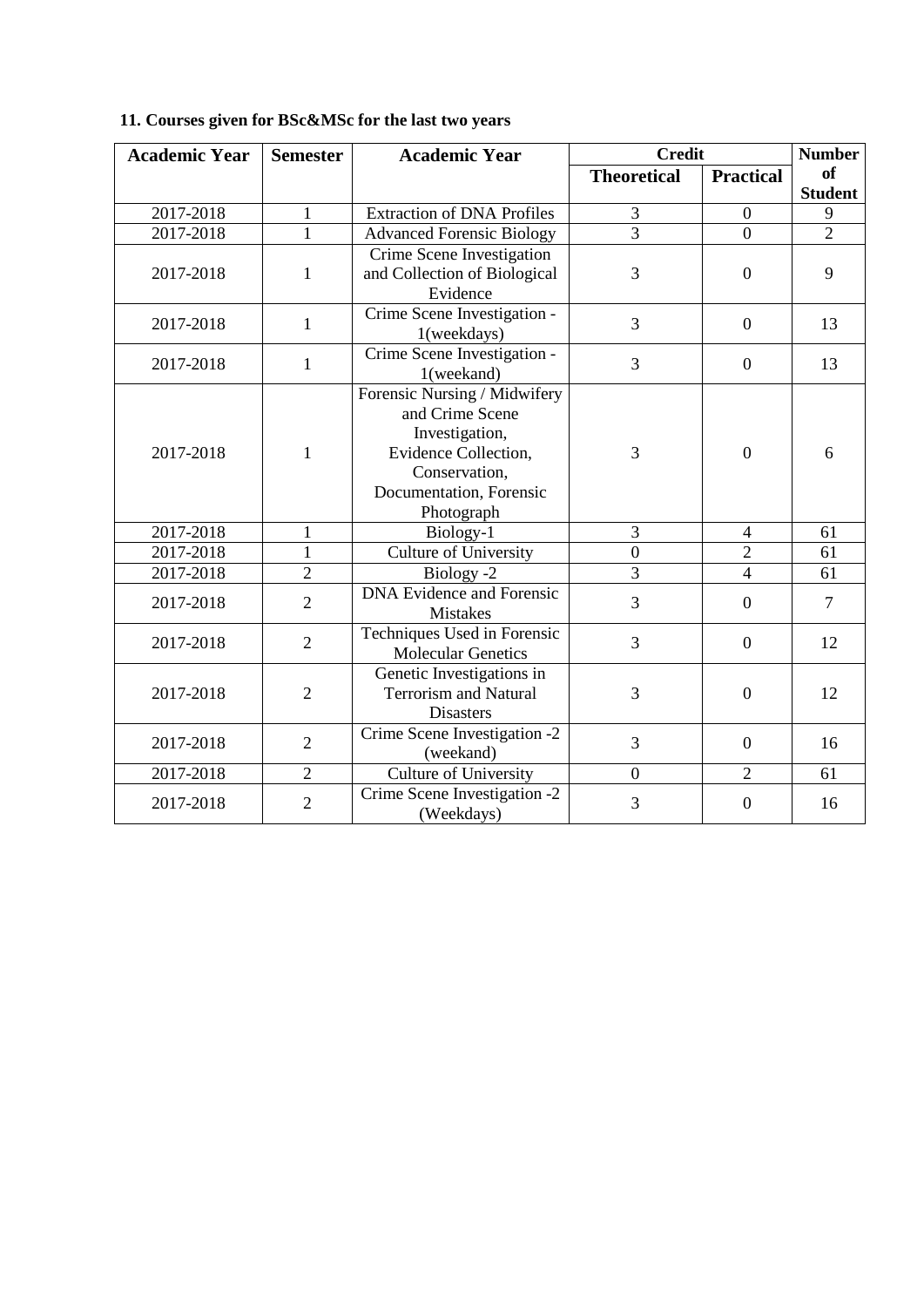**11. Courses given for BSc&MSc for the last two years**

| Academic Year | Semester | Academic Year | Credit | | Number of Student |
|---|---|---|---|---|---|
| | | | Theoretical | Practical | |
| 2017-2018 | 1 | Extraction of DNA Profiles | 3 | 0 | 9 |
| 2017-2018 | 1 | Advanced Forensic Biology | 3 | 0 | 2 |
| 2017-2018 | 1 | Crime Scene Investigation and Collection of Biological Evidence | 3 | 0 | 9 |
| 2017-2018 | 1 | Crime Scene Investigation - 1(weekdays) | 3 | 0 | 13 |
| 2017-2018 | 1 | Crime Scene Investigation - 1(weekand) | 3 | 0 | 13 |
| 2017-2018 | 1 | Forensic Nursing / Midwifery and Crime Scene Investigation, Evidence Collection, Conservation, Documentation, Forensic Photograph | 3 | 0 | 6 |
| 2017-2018 | 1 | Biology-1 | 3 | 4 | 61 |
| 2017-2018 | 1 | Culture of University | 0 | 2 | 61 |
| 2017-2018 | 2 | Biology -2 | 3 | 4 | 61 |
| 2017-2018 | 2 | DNA Evidence and Forensic Mistakes | 3 | 0 | 7 |
| 2017-2018 | 2 | Techniques Used in Forensic Molecular Genetics | 3 | 0 | 12 |
| 2017-2018 | 2 | Genetic Investigations in Terrorism and Natural Disasters | 3 | 0 | 12 |
| 2017-2018 | 2 | Crime Scene Investigation -2 (weekand) | 3 | 0 | 16 |
| 2017-2018 | 2 | Culture of University | 0 | 2 | 61 |
| 2017-2018 | 2 | Crime Scene Investigation -2 (Weekdays) | 3 | 0 | 16 |